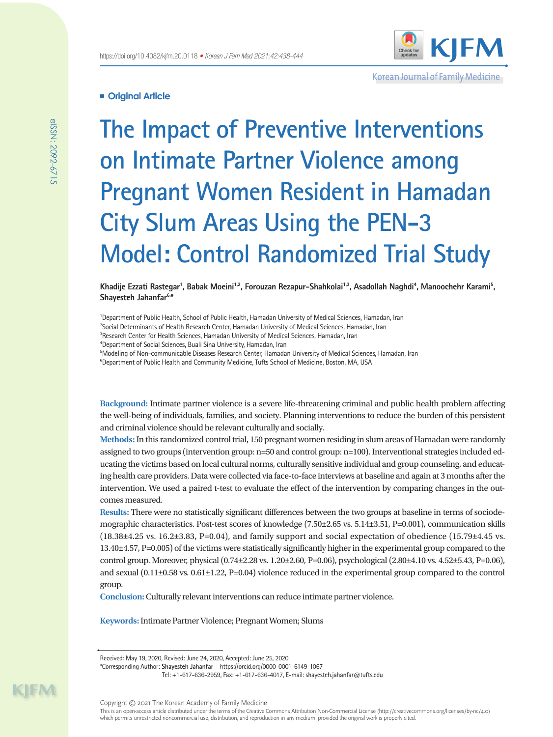**Original Article**

# The Impact of Preventive Interventions on Intimate Partner Violence among Pregnant Women Resident in Hamadan City Slum Areas Using the PEN-3 Model: Control Randomized Trial Study

**Khadije Ezzati Rastegar[1], Babak Moeini[1,2], Forouzan Rezapur-Shahkolai[1,3], Asadollah Naghdi[4], Manoochehr Karami[5], Shayesteh Jahanfar[6,*]**

[1]Department of Public Health, School of Public Health, Hamadan University of Medical Sciences, Hamadan, Iran
[2]Social Determinants of Health Research Center, Hamadan University of Medical Sciences, Hamadan, Iran
[3]Research Center for Health Sciences, Hamadan University of Medical Sciences, Hamadan, Iran
[4]Department of Social Sciences, Buali Sina University, Hamadan, Iran
[5]Modeling of Non-communicable Diseases Research Center, Hamadan University of Medical Sciences, Hamadan, Iran
[6]Department of Public Health and Community Medicine, Tufts School of Medicine, Boston, MA, USA

**Background:** Intimate partner violence is a severe life-threatening criminal and public health problem affecting the well-being of individuals, families, and society. Planning interventions to reduce the burden of this persistent and criminal violence should be relevant culturally and socially.

**Methods:** In this randomized control trial, 150 pregnant women residing in slum areas of Hamadan were randomly assigned to two groups (intervention group: n=50 and control group: n=100). Interventional strategies included educating the victims based on local cultural norms, culturally sensitive individual and group counseling, and educating health care providers. Data were collected via face-to-face interviews at baseline and again at 3 months after the intervention. We used a paired t-test to evaluate the effect of the intervention by comparing changes in the outcomes measured.

**Results:** There were no statistically significant differences between the two groups at baseline in terms of sociodemographic characteristics. Post-test scores of knowledge (7.50±2.65 vs. 5.14±3.51, P=0.001), communication skills (18.38±4.25 vs. 16.2±3.83, P=0.04), and family support and social expectation of obedience (15.79±4.45 vs. 13.40±4.57, P=0.005) of the victims were statistically significantly higher in the experimental group compared to the control group. Moreover, physical (0.74±2.28 vs. 1.20±2.60, P=0.06), psychological (2.80±4.10 vs. 4.52±5.43, P=0.06), and sexual (0.11±0.58 vs. 0.61±1.22, P=0.04) violence reduced in the experimental group compared to the control group.

**Conclusion:** Culturally relevant interventions can reduce intimate partner violence.

**Keywords:** Intimate Partner Violence; Pregnant Women; Slums

Received: May 19, 2020, Revised: June 24, 2020, Accepted: June 25, 2020

*Corresponding Author: **Shayesteh Jahanfar** https://orcid.org/0000-0001-6149-1067
Tel: +1-617-636-2959, Fax: +1-617-636-4017, E-mail: shayesteh.jahanfar@tufts.edu

Copyright © 2021 The Korean Academy of Family Medicine
This is an open-access article distributed under the terms of the Creative Commons Attribution Non-Commercial License (http://creativecommons.org/licenses/by-nc/4.0) which permits unrestricted noncommercial use, distribution, and reproduction in any medium, provided the original work is properly cited.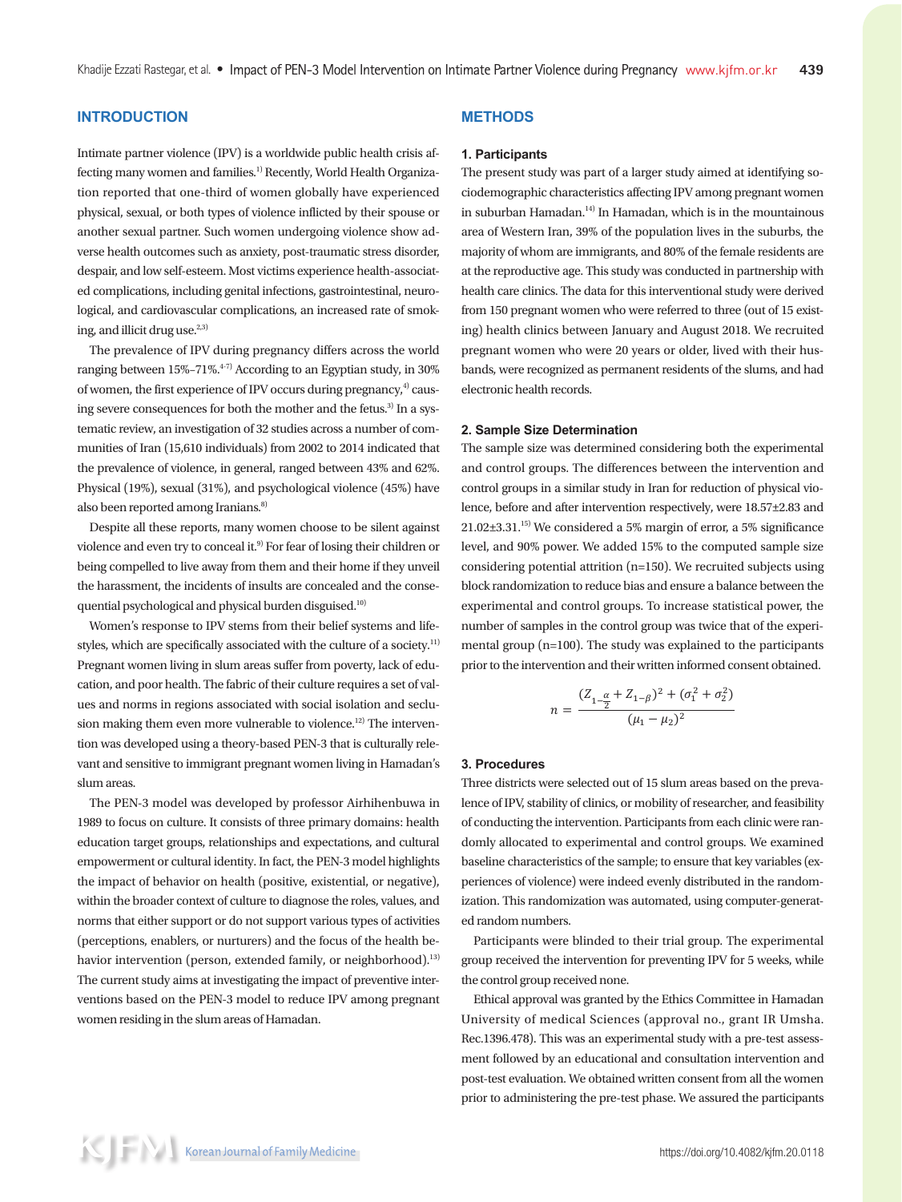## INTRODUCTION

Intimate partner violence (IPV) is a worldwide public health crisis affecting many women and families.[1] Recently, World Health Organization reported that one-third of women globally have experienced physical, sexual, or both types of violence inflicted by their spouse or another sexual partner. Such women undergoing violence show adverse health outcomes such as anxiety, post-traumatic stress disorder, despair, and low self-esteem. Most victims experience health-associated complications, including genital infections, gastrointestinal, neurological, and cardiovascular complications, an increased rate of smoking, and illicit drug use.[2,3]

The prevalence of IPV during pregnancy differs across the world ranging between 15%–71%.[4-7] According to an Egyptian study, in 30% of women, the first experience of IPV occurs during pregnancy,[4] causing severe consequences for both the mother and the fetus.[3] In a systematic review, an investigation of 32 studies across a number of communities of Iran (15,610 individuals) from 2002 to 2014 indicated that the prevalence of violence, in general, ranged between 43% and 62%. Physical (19%), sexual (31%), and psychological violence (45%) have also been reported among Iranians.[8]

Despite all these reports, many women choose to be silent against violence and even try to conceal it.[9] For fear of losing their children or being compelled to live away from them and their home if they unveil the harassment, the incidents of insults are concealed and the consequential psychological and physical burden disguised.[10]

Women's response to IPV stems from their belief systems and lifestyles, which are specifically associated with the culture of a society.[11] Pregnant women living in slum areas suffer from poverty, lack of education, and poor health. The fabric of their culture requires a set of values and norms in regions associated with social isolation and seclusion making them even more vulnerable to violence.[12] The intervention was developed using a theory-based PEN-3 that is culturally relevant and sensitive to immigrant pregnant women living in Hamadan's slum areas.

The PEN-3 model was developed by professor Airhihenbuwa in 1989 to focus on culture. It consists of three primary domains: health education target groups, relationships and expectations, and cultural empowerment or cultural identity. In fact, the PEN-3 model highlights the impact of behavior on health (positive, existential, or negative), within the broader context of culture to diagnose the roles, values, and norms that either support or do not support various types of activities (perceptions, enablers, or nurturers) and the focus of the health behavior intervention (person, extended family, or neighborhood).[13] The current study aims at investigating the impact of preventive interventions based on the PEN-3 model to reduce IPV among pregnant women residing in the slum areas of Hamadan.

## METHODS

### 1. Participants

The present study was part of a larger study aimed at identifying sociodemographic characteristics affecting IPV among pregnant women in suburban Hamadan.[14] In Hamadan, which is in the mountainous area of Western Iran, 39% of the population lives in the suburbs, the majority of whom are immigrants, and 80% of the female residents are at the reproductive age. This study was conducted in partnership with health care clinics. The data for this interventional study were derived from 150 pregnant women who were referred to three (out of 15 existing) health clinics between January and August 2018. We recruited pregnant women who were 20 years or older, lived with their husbands, were recognized as permanent residents of the slums, and had electronic health records.

### 2. Sample Size Determination

The sample size was determined considering both the experimental and control groups. The differences between the intervention and control groups in a similar study in Iran for reduction of physical violence, before and after intervention respectively, were 18.57±2.83 and 21.02±3.31.[15] We considered a 5% margin of error, a 5% significance level, and 90% power. We added 15% to the computed sample size considering potential attrition (n=150). We recruited subjects using block randomization to reduce bias and ensure a balance between the experimental and control groups. To increase statistical power, the number of samples in the control group was twice that of the experimental group (n=100). The study was explained to the participants prior to the intervention and their written informed consent obtained.

$$n = \frac{(Z_{1-\frac{\alpha}{2}} + Z_{1-\beta})^2 + (\sigma_1^2 + \sigma_2^2)}{(\mu_1 - \mu_2)^2}$$

### 3. Procedures

Three districts were selected out of 15 slum areas based on the prevalence of IPV, stability of clinics, or mobility of researcher, and feasibility of conducting the intervention. Participants from each clinic were randomly allocated to experimental and control groups. We examined baseline characteristics of the sample; to ensure that key variables (experiences of violence) were indeed evenly distributed in the randomization. This randomization was automated, using computer-generated random numbers.

Participants were blinded to their trial group. The experimental group received the intervention for preventing IPV for 5 weeks, while the control group received none.

Ethical approval was granted by the Ethics Committee in Hamadan University of medical Sciences (approval no., grant IR Umsha. Rec.1396.478). This was an experimental study with a pre-test assessment followed by an educational and consultation intervention and post-test evaluation. We obtained written consent from all the women prior to administering the pre-test phase. We assured the participants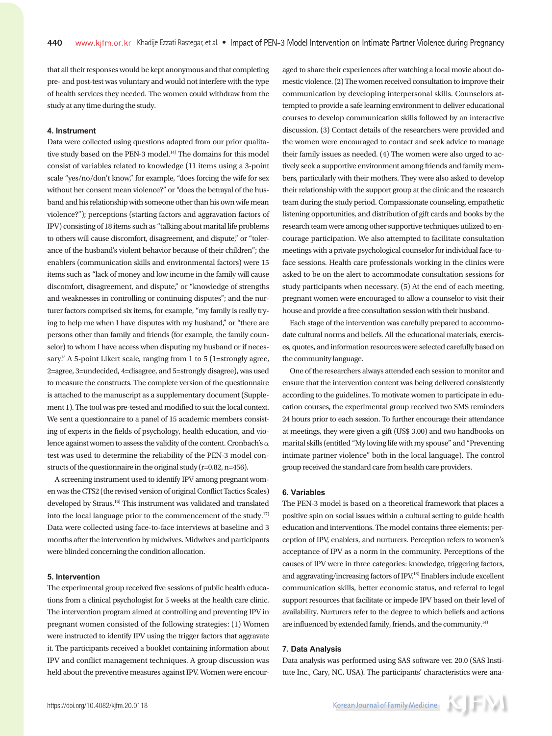that all their responses would be kept anonymous and that completing pre- and post-test was voluntary and would not interfere with the type of health services they needed. The women could withdraw from the study at any time during the study.

### 4. Instrument

Data were collected using questions adapted from our prior qualitative study based on the PEN-3 model.[14] The domains for this model consist of variables related to knowledge (11 items using a 3-point scale "yes/no/don't know," for example, "does forcing the wife for sex without her consent mean violence?" or "does the betrayal of the husband and his relationship with someone other than his own wife mean violence?"); perceptions (starting factors and aggravation factors of IPV) consisting of 18 items such as "talking about marital life problems to others will cause discomfort, disagreement, and dispute," or "tolerance of the husband's violent behavior because of their children"; the enablers (communication skills and environmental factors) were 15 items such as "lack of money and low income in the family will cause discomfort, disagreement, and dispute," or "knowledge of strengths and weaknesses in controlling or continuing disputes"; and the nurturer factors comprised six items, for example, "my family is really trying to help me when I have disputes with my husband," or "there are persons other than family and friends (for example, the family counselor) to whom I have access when disputing my husband or if necessary." A 5-point Likert scale, ranging from 1 to 5 (1=strongly agree, 2=agree, 3=undecided, 4=disagree, and 5=strongly disagree), was used to measure the constructs. The complete version of the questionnaire is attached to the manuscript as a supplementary document (Supplement 1). The tool was pre-tested and modified to suit the local context. We sent a questionnaire to a panel of 15 academic members consisting of experts in the fields of psychology, health education, and violence against women to assess the validity of the content. Cronbach's $\alpha$ test was used to determine the reliability of the PEN-3 model constructs of the questionnaire in the original study (r=0.82, n=456).

A screening instrument used to identify IPV among pregnant women was the CTS2 (the revised version of original Conflict Tactics Scales) developed by Straus.[16] This instrument was validated and translated into the local language prior to the commencement of the study.[17] Data were collected using face-to-face interviews at baseline and 3 months after the intervention by midwives. Midwives and participants were blinded concerning the condition allocation.

### 5. Intervention

The experimental group received five sessions of public health educations from a clinical psychologist for 5 weeks at the health care clinic. The intervention program aimed at controlling and preventing IPV in pregnant women consisted of the following strategies: (1) Women were instructed to identify IPV using the trigger factors that aggravate it. The participants received a booklet containing information about IPV and conflict management techniques. A group discussion was held about the preventive measures against IPV. Women were encouraged to share their experiences after watching a local movie about domestic violence. (2) The women received consultation to improve their communication by developing interpersonal skills. Counselors attempted to provide a safe learning environment to deliver educational courses to develop communication skills followed by an interactive discussion. (3) Contact details of the researchers were provided and the women were encouraged to contact and seek advice to manage their family issues as needed. (4) The women were also urged to actively seek a supportive environment among friends and family members, particularly with their mothers. They were also asked to develop their relationship with the support group at the clinic and the research team during the study period. Compassionate counseling, empathetic listening opportunities, and distribution of gift cards and books by the research team were among other supportive techniques utilized to encourage participation. We also attempted to facilitate consultation meetings with a private psychological counselor for individual face-to-face sessions. Health care professionals working in the clinics were asked to be on the alert to accommodate consultation sessions for study participants when necessary. (5) At the end of each meeting, pregnant women were encouraged to allow a counselor to visit their house and provide a free consultation session with their husband.

Each stage of the intervention was carefully prepared to accommodate cultural norms and beliefs. All the educational materials, exercises, quotes, and information resources were selected carefully based on the community language.

One of the researchers always attended each session to monitor and ensure that the intervention content was being delivered consistently according to the guidelines. To motivate women to participate in education courses, the experimental group received two SMS reminders 24 hours prior to each session. To further encourage their attendance at meetings, they were given a gift (US$ 3.00) and two handbooks on marital skills (entitled "My loving life with my spouse" and "Preventing intimate partner violence" both in the local language). The control group received the standard care from health care providers.

### 6. Variables

The PEN-3 model is based on a theoretical framework that places a positive spin on social issues within a cultural setting to guide health education and interventions. The model contains three elements: perception of IPV, enablers, and nurturers. Perception refers to women's acceptance of IPV as a norm in the community. Perceptions of the causes of IPV were in three categories: knowledge, triggering factors, and aggravating/increasing factors of IPV.[18] Enablers include excellent communication skills, better economic status, and referral to legal support resources that facilitate or impede IPV based on their level of availability. Nurturers refer to the degree to which beliefs and actions are influenced by extended family, friends, and the community.[14]

### 7. Data Analysis

Data analysis was performed using SAS software ver. 20.0 (SAS Institute Inc., Cary, NC, USA). The participants' characteristics were ana-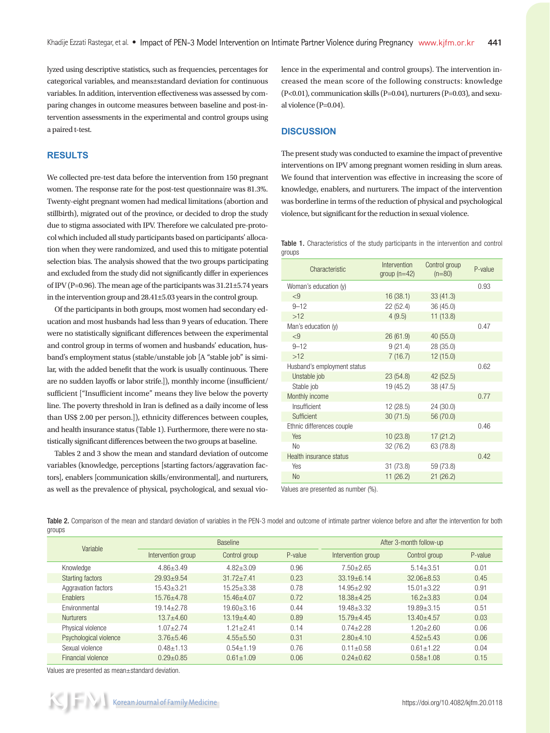lyzed using descriptive statistics, such as frequencies, percentages for categorical variables, and means±standard deviation for continuous variables. In addition, intervention effectiveness was assessed by comparing changes in outcome measures between baseline and post-intervention assessments in the experimental and control groups using a paired t-test.

## RESULTS

We collected pre-test data before the intervention from 150 pregnant women. The response rate for the post-test questionnaire was 81.3%. Twenty-eight pregnant women had medical limitations (abortion and stillbirth), migrated out of the province, or decided to drop the study due to stigma associated with IPV. Therefore we calculated pre-protocol which included all study participants based on participants' allocation when they were randomized, and used this to mitigate potential selection bias. The analysis showed that the two groups participating and excluded from the study did not significantly differ in experiences of IPV (P=0.96). The mean age of the participants was 31.21±5.74 years in the intervention group and 28.41±5.03 years in the control group.

Of the participants in both groups, most women had secondary education and most husbands had less than 9 years of education. There were no statistically significant differences between the experimental and control group in terms of women and husbands' education, husband's employment status (stable/unstable job [A "stable job" is similar, with the added benefit that the work is usually continuous. There are no sudden layoffs or labor strife.]), monthly income (insufficient/sufficient ["Insufficient income" means they live below the poverty line. The poverty threshold in Iran is defined as a daily income of less than US$ 2.00 per person.]), ethnicity differences between couples, and health insurance status (Table 1). Furthermore, there were no statistically significant differences between the two groups at baseline.

Tables 2 and 3 show the mean and standard deviation of outcome variables (knowledge, perceptions [starting factors/aggravation factors], enablers [communication skills/environmental], and nurturers, as well as the prevalence of physical, psychological, and sexual violence in the experimental and control groups). The intervention increased the mean score of the following constructs: knowledge (P<0.01), communication skills (P=0.04), nurturers (P=0.03), and sexual violence (P=0.04).

## DISCUSSION

The present study was conducted to examine the impact of preventive interventions on IPV among pregnant women residing in slum areas. We found that intervention was effective in increasing the score of knowledge, enablers, and nurturers. The impact of the intervention was borderline in terms of the reduction of physical and psychological violence, but significant for the reduction in sexual violence.

Table 1. Characteristics of the study participants in the intervention and control groups

| Characteristic | Intervention group (n=42) | Control group (n=80) | P-value |
|---|---|---|---|
| Woman's education (y) | | | 0.93 |
| <9 | 16 (38.1) | 33 (41.3) | |
| 9–12 | 22 (52.4) | 36 (45.0) | |
| >12 | 4 (9.5) | 11 (13.8) | |
| Man's education (y) | | | 0.47 |
| <9 | 26 (61.9) | 40 (55.0) | |
| 9–12 | 9 (21.4) | 28 (35.0) | |
| >12 | 7 (16.7) | 12 (15.0) | |
| Husband's employment status | | | 0.62 |
| Unstable job | 23 (54.8) | 42 (52.5) | |
| Stable job | 19 (45.2) | 38 (47.5) | |
| Monthly income | | | 0.77 |
| Insufficient | 12 (28.5) | 24 (30.0) | |
| Sufficient | 30 (71.5) | 56 (70.0) | |
| Ethnic differences couple | | | 0.46 |
| Yes | 10 (23.8) | 17 (21.2) | |
| No | 32 (76.2) | 63 (78.8) | |
| Health insurance status | | | 0.42 |
| Yes | 31 (73.8) | 59 (73.8) | |
| No | 11 (26.2) | 21 (26.2) | |

Values are presented as number (%).

Table 2. Comparison of the mean and standard deviation of variables in the PEN-3 model and outcome of intimate partner violence before and after the intervention for both groups

| Variable | Baseline | | | After 3-month follow-up | | |
|---|---|---|---|---|---|---|
| | Intervention group | Control group | P-value | Intervention group | Control group | P-value |
| Knowledge | 4.86±3.49 | 4.82±3.09 | 0.96 | 7.50±2.65 | 5.14±3.51 | 0.01 |
| Starting factors | 29.93±9.54 | 31.72±7.41 | 0.23 | 33.19±6.14 | 32.06±8.53 | 0.45 |
| Aggravation factors | 15.43±3.21 | 15.25±3.38 | 0.78 | 14.95±2.92 | 15.01±3.22 | 0.91 |
| Enablers | 15.76±4.78 | 15.46±4.07 | 0.72 | 18.38±4.25 | 16.2±3.83 | 0.04 |
| Environmental | 19.14±2.78 | 19.60±3.16 | 0.44 | 19.48±3.32 | 19.89±3.15 | 0.51 |
| Nurturers | 13.7±4.60 | 13.19±4.40 | 0.89 | 15.79±4.45 | 13.40±4.57 | 0.03 |
| Physical violence | 1.07±2.74 | 1.21±2.41 | 0.14 | 0.74±2.28 | 1.20±2.60 | 0.06 |
| Psychological violence | 3.76±5.46 | 4.55±5.50 | 0.31 | 2.80±4.10 | 4.52±5.43 | 0.06 |
| Sexual violence | 0.48±1.13 | 0.54±1.19 | 0.76 | 0.11±0.58 | 0.61±1.22 | 0.04 |
| Financial violence | 0.29±0.85 | 0.61±1.09 | 0.06 | 0.24±0.62 | 0.58±1.08 | 0.15 |

Values are presented as mean±standard deviation.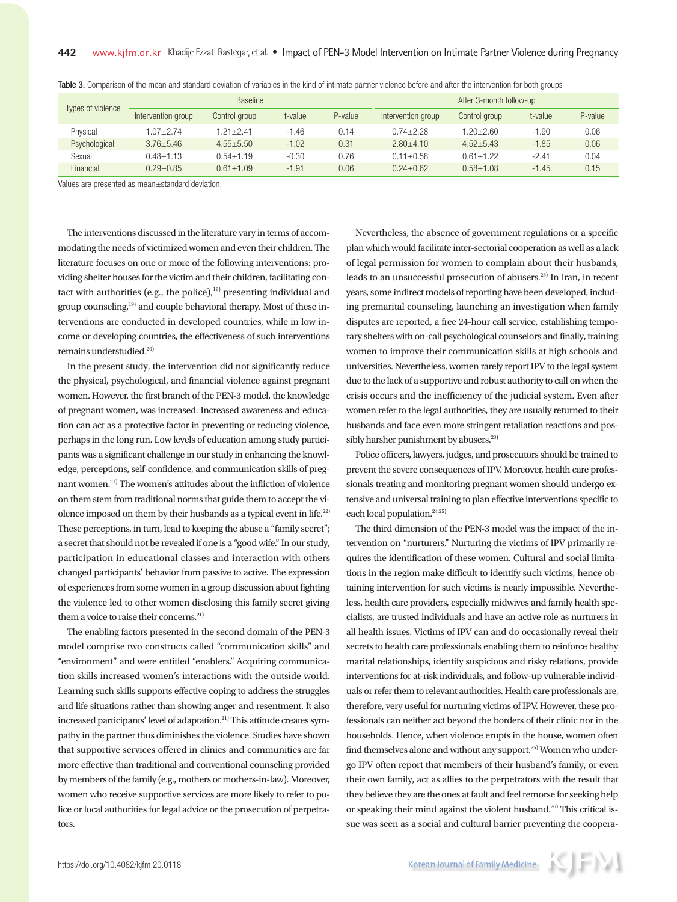Table 3. Comparison of the mean and standard deviation of variables in the kind of intimate partner violence before and after the intervention for both groups

| Types of violence | Baseline | | | | After 3-month follow-up | | | |
|---|---|---|---|---|---|---|---|---|
| | Intervention group | Control group | t-value | P-value | Intervention group | Control group | t-value | P-value |
| Physical | 1.07±2.74 | 1.21±2.41 | -1.46 | 0.14 | 0.74±2.28 | 1.20±2.60 | -1.90 | 0.06 |
| Psychological | 3.76±5.46 | 4.55±5.50 | -1.02 | 0.31 | 2.80±4.10 | 4.52±5.43 | -1.85 | 0.06 |
| Sexual | 0.48±1.13 | 0.54±1.19 | -0.30 | 0.76 | 0.11±0.58 | 0.61±1.22 | -2.41 | 0.04 |
| Financial | 0.29±0.85 | 0.61±1.09 | -1.91 | 0.06 | 0.24±0.62 | 0.58±1.08 | -1.45 | 0.15 |

Values are presented as mean±standard deviation.

The interventions discussed in the literature vary in terms of accommodating the needs of victimized women and even their children. The literature focuses on one or more of the following interventions: providing shelter houses for the victim and their children, facilitating contact with authorities (e.g., the police),[18] presenting individual and group counseling,[19] and couple behavioral therapy. Most of these interventions are conducted in developed countries, while in low income or developing countries, the effectiveness of such interventions remains understudied.[20]

In the present study, the intervention did not significantly reduce the physical, psychological, and financial violence against pregnant women. However, the first branch of the PEN-3 model, the knowledge of pregnant women, was increased. Increased awareness and education can act as a protective factor in preventing or reducing violence, perhaps in the long run. Low levels of education among study participants was a significant challenge in our study in enhancing the knowledge, perceptions, self-confidence, and communication skills of pregnant women.[21] The women's attitudes about the infliction of violence on them stem from traditional norms that guide them to accept the violence imposed on them by their husbands as a typical event in life.[22] These perceptions, in turn, lead to keeping the abuse a "family secret"; a secret that should not be revealed if one is a "good wife." In our study, participation in educational classes and interaction with others changed participants' behavior from passive to active. The expression of experiences from some women in a group discussion about fighting the violence led to other women disclosing this family secret giving them a voice to raise their concerns.[21]

The enabling factors presented in the second domain of the PEN-3 model comprise two constructs called "communication skills" and "environment" and were entitled "enablers." Acquiring communication skills increased women's interactions with the outside world. Learning such skills supports effective coping to address the struggles and life situations rather than showing anger and resentment. It also increased participants' level of adaptation.[21] This attitude creates sympathy in the partner thus diminishes the violence. Studies have shown that supportive services offered in clinics and communities are far more effective than traditional and conventional counseling provided by members of the family (e.g., mothers or mothers-in-law). Moreover, women who receive supportive services are more likely to refer to police or local authorities for legal advice or the prosecution of perpetrators.

Nevertheless, the absence of government regulations or a specific plan which would facilitate inter-sectorial cooperation as well as a lack of legal permission for women to complain about their husbands, leads to an unsuccessful prosecution of abusers.[23] In Iran, in recent years, some indirect models of reporting have been developed, including premarital counseling, launching an investigation when family disputes are reported, a free 24-hour call service, establishing temporary shelters with on-call psychological counselors and finally, training women to improve their communication skills at high schools and universities. Nevertheless, women rarely report IPV to the legal system due to the lack of a supportive and robust authority to call on when the crisis occurs and the inefficiency of the judicial system. Even after women refer to the legal authorities, they are usually returned to their husbands and face even more stringent retaliation reactions and possibly harsher punishment by abusers.[23]

Police officers, lawyers, judges, and prosecutors should be trained to prevent the severe consequences of IPV. Moreover, health care professionals treating and monitoring pregnant women should undergo extensive and universal training to plan effective interventions specific to each local population.[24,25]

The third dimension of the PEN-3 model was the impact of the intervention on "nurturers." Nurturing the victims of IPV primarily requires the identification of these women. Cultural and social limitations in the region make difficult to identify such victims, hence obtaining intervention for such victims is nearly impossible. Nevertheless, health care providers, especially midwives and family health specialists, are trusted individuals and have an active role as nurturers in all health issues. Victims of IPV can and do occasionally reveal their secrets to health care professionals enabling them to reinforce healthy marital relationships, identify suspicious and risky relations, provide interventions for at-risk individuals, and follow-up vulnerable individuals or refer them to relevant authorities. Health care professionals are, therefore, very useful for nurturing victims of IPV. However, these professionals can neither act beyond the borders of their clinic nor in the households. Hence, when violence erupts in the house, women often find themselves alone and without any support.[25] Women who undergo IPV often report that members of their husband's family, or even their own family, act as allies to the perpetrators with the result that they believe they are the ones at fault and feel remorse for seeking help or speaking their mind against the violent husband.[26] This critical issue was seen as a social and cultural barrier preventing the coopera-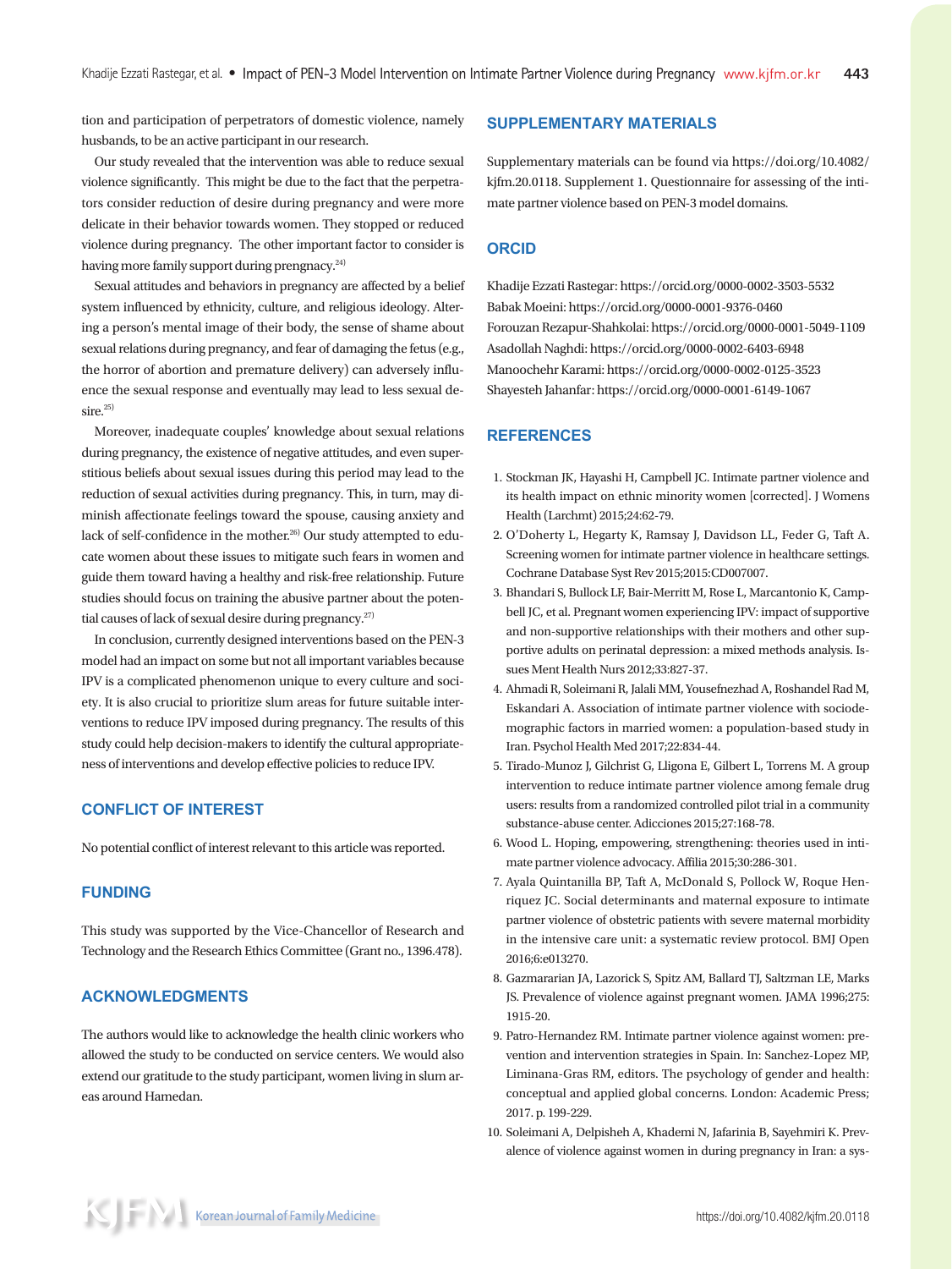tion and participation of perpetrators of domestic violence, namely husbands, to be an active participant in our research.

Our study revealed that the intervention was able to reduce sexual violence significantly. This might be due to the fact that the perpetrators consider reduction of desire during pregnancy and were more delicate in their behavior towards women. They stopped or reduced violence during pregnancy. The other important factor to consider is having more family support during prengnacy.[24]

Sexual attitudes and behaviors in pregnancy are affected by a belief system influenced by ethnicity, culture, and religious ideology. Altering a person's mental image of their body, the sense of shame about sexual relations during pregnancy, and fear of damaging the fetus (e.g., the horror of abortion and premature delivery) can adversely influence the sexual response and eventually may lead to less sexual desire.[25]

Moreover, inadequate couples' knowledge about sexual relations during pregnancy, the existence of negative attitudes, and even superstitious beliefs about sexual issues during this period may lead to the reduction of sexual activities during pregnancy. This, in turn, may diminish affectionate feelings toward the spouse, causing anxiety and lack of self-confidence in the mother.[26] Our study attempted to educate women about these issues to mitigate such fears in women and guide them toward having a healthy and risk-free relationship. Future studies should focus on training the abusive partner about the potential causes of lack of sexual desire during pregnancy.[27]

In conclusion, currently designed interventions based on the PEN-3 model had an impact on some but not all important variables because IPV is a complicated phenomenon unique to every culture and society. It is also crucial to prioritize slum areas for future suitable interventions to reduce IPV imposed during pregnancy. The results of this study could help decision-makers to identify the cultural appropriateness of interventions and develop effective policies to reduce IPV.

## CONFLICT OF INTEREST

No potential conflict of interest relevant to this article was reported.

## FUNDING

This study was supported by the Vice-Chancellor of Research and Technology and the Research Ethics Committee (Grant no., 1396.478).

## ACKNOWLEDGMENTS

The authors would like to acknowledge the health clinic workers who allowed the study to be conducted on service centers. We would also extend our gratitude to the study participant, women living in slum areas around Hamedan.

## SUPPLEMENTARY MATERIALS

Supplementary materials can be found via https://doi.org/10.4082/kjfm.20.0118. Supplement 1. Questionnaire for assessing of the intimate partner violence based on PEN-3 model domains.

## ORCID

Khadije Ezzati Rastegar: https://orcid.org/0000-0002-3503-5532
Babak Moeini: https://orcid.org/0000-0001-9376-0460
Forouzan Rezapur-Shahkolai: https://orcid.org/0000-0001-5049-1109
Asadollah Naghdi: https://orcid.org/0000-0002-6403-6948
Manoochehr Karami: https://orcid.org/0000-0002-0125-3523
Shayesteh Jahanfar: https://orcid.org/0000-0001-6149-1067

## REFERENCES

1. Stockman JK, Hayashi H, Campbell JC. Intimate partner violence and its health impact on ethnic minority women [corrected]. J Womens Health (Larchmt) 2015;24:62-79.
2. O'Doherty L, Hegarty K, Ramsay J, Davidson LL, Feder G, Taft A. Screening women for intimate partner violence in healthcare settings. Cochrane Database Syst Rev 2015;2015:CD007007.
3. Bhandari S, Bullock LF, Bair-Merritt M, Rose L, Marcantonio K, Campbell JC, et al. Pregnant women experiencing IPV: impact of supportive and non-supportive relationships with their mothers and other supportive adults on perinatal depression: a mixed methods analysis. Issues Ment Health Nurs 2012;33:827-37.
4. Ahmadi R, Soleimani R, Jalali MM, Yousefnezhad A, Roshandel Rad M, Eskandari A. Association of intimate partner violence with sociodemographic factors in married women: a population-based study in Iran. Psychol Health Med 2017;22:834-44.
5. Tirado-Munoz J, Gilchrist G, Lligona E, Gilbert L, Torrens M. A group intervention to reduce intimate partner violence among female drug users: results from a randomized controlled pilot trial in a community substance-abuse center. Adicciones 2015;27:168-78.
6. Wood L. Hoping, empowering, strengthening: theories used in intimate partner violence advocacy. Affilia 2015;30:286-301.
7. Ayala Quintanilla BP, Taft A, McDonald S, Pollock W, Roque Henriquez JC. Social determinants and maternal exposure to intimate partner violence of obstetric patients with severe maternal morbidity in the intensive care unit: a systematic review protocol. BMJ Open 2016;6:e013270.
8. Gazmararian JA, Lazorick S, Spitz AM, Ballard TJ, Saltzman LE, Marks JS. Prevalence of violence against pregnant women. JAMA 1996;275:1915-20.
9. Patro-Hernandez RM. Intimate partner violence against women: prevention and intervention strategies in Spain. In: Sanchez-Lopez MP, Liminana-Gras RM, editors. The psychology of gender and health: conceptual and applied global concerns. London: Academic Press; 2017. p. 199-229.
10. Soleimani A, Delpisheh A, Khademi N, Jafarinia B, Sayehmiri K. Prevalence of violence against women in during pregnancy in Iran: a sys-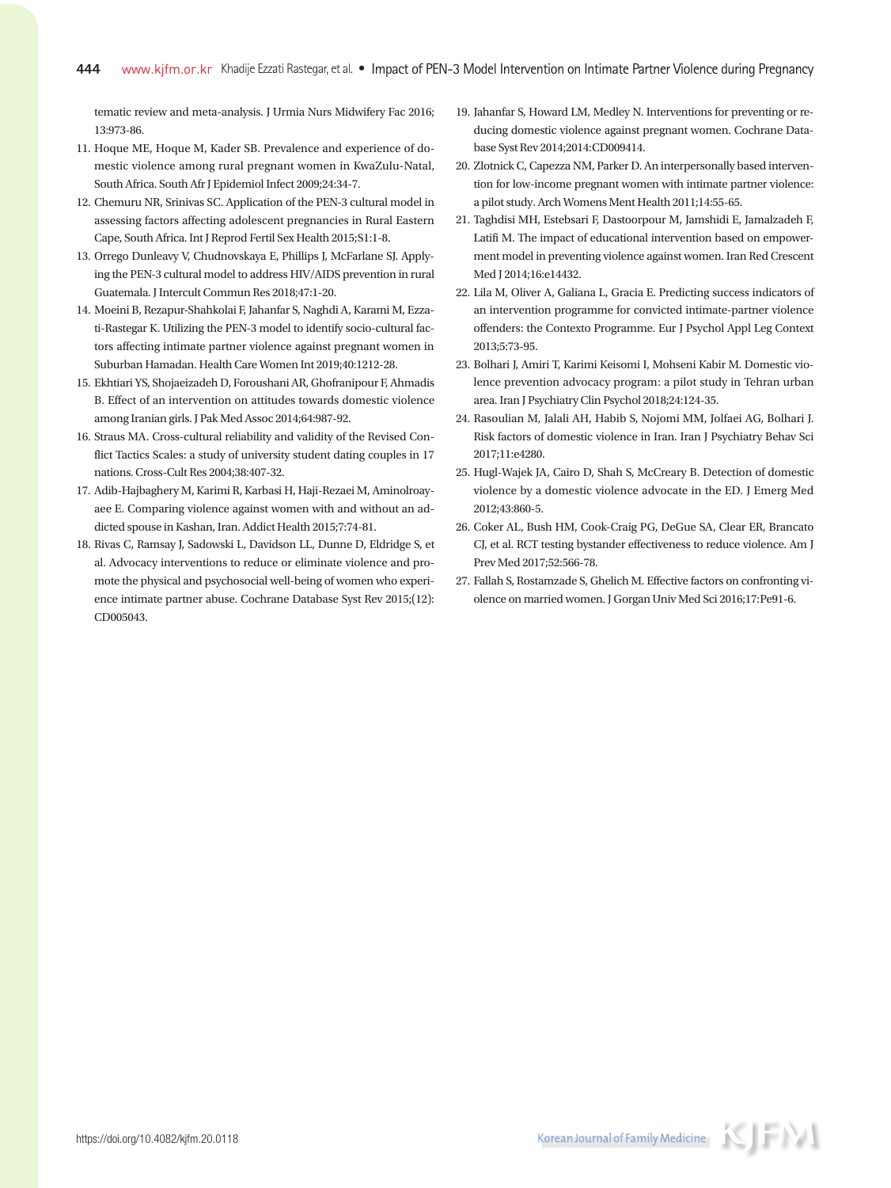tematic review and meta-analysis. J Urmia Nurs Midwifery Fac 2016; 13:973-86.

11. Hoque ME, Hoque M, Kader SB. Prevalence and experience of domestic violence among rural pregnant women in KwaZulu-Natal, South Africa. South Afr J Epidemiol Infect 2009;24:34-7.
12. Chemuru NR, Srinivas SC. Application of the PEN-3 cultural model in assessing factors affecting adolescent pregnancies in Rural Eastern Cape, South Africa. Int J Reprod Fertil Sex Health 2015;S1:1-8.
13. Orrego Dunleavy V, Chudnovskaya E, Phillips J, McFarlane SJ. Applying the PEN-3 cultural model to address HIV/AIDS prevention in rural Guatemala. J Intercult Commun Res 2018;47:1-20.
14. Moeini B, Rezapur-Shahkolai F, Jahanfar S, Naghdi A, Karami M, Ezzati-Rastegar K. Utilizing the PEN-3 model to identify socio-cultural factors affecting intimate partner violence against pregnant women in Suburban Hamadan. Health Care Women Int 2019;40:1212-28.
15. Ekhtiari YS, Shojaeizadeh D, Foroushani AR, Ghofranipour F, Ahmadis B. Effect of an intervention on attitudes towards domestic violence among Iranian girls. J Pak Med Assoc 2014;64:987-92.
16. Straus MA. Cross-cultural reliability and validity of the Revised Conflict Tactics Scales: a study of university student dating couples in 17 nations. Cross-Cult Res 2004;38:407-32.
17. Adib-Hajbaghery M, Karimi R, Karbasi H, Haji-Rezaei M, Aminolroayaee E. Comparing violence against women with and without an addicted spouse in Kashan, Iran. Addict Health 2015;7:74-81.
18. Rivas C, Ramsay J, Sadowski L, Davidson LL, Dunne D, Eldridge S, et al. Advocacy interventions to reduce or eliminate violence and promote the physical and psychosocial well-being of women who experience intimate partner abuse. Cochrane Database Syst Rev 2015;(12): CD005043.
19. Jahanfar S, Howard LM, Medley N. Interventions for preventing or reducing domestic violence against pregnant women. Cochrane Database Syst Rev 2014;2014:CD009414.
20. Zlotnick C, Capezza NM, Parker D. An interpersonally based intervention for low-income pregnant women with intimate partner violence: a pilot study. Arch Womens Ment Health 2011;14:55-65.
21. Taghdisi MH, Estebsari F, Dastoorpour M, Jamshidi E, Jamalzadeh F, Latifi M. The impact of educational intervention based on empowerment model in preventing violence against women. Iran Red Crescent Med J 2014;16:e14432.
22. Lila M, Oliver A, Galiana L, Gracia E. Predicting success indicators of an intervention programme for convicted intimate-partner violence offenders: the Contexto Programme. Eur J Psychol Appl Leg Context 2013;5:73-95.
23. Bolhari J, Amiri T, Karimi Keisomi I, Mohseni Kabir M. Domestic violence prevention advocacy program: a pilot study in Tehran urban area. Iran J Psychiatry Clin Psychol 2018;24:124-35.
24. Rasoulian M, Jalali AH, Habib S, Nojomi MM, Jolfaei AG, Bolhari J. Risk factors of domestic violence in Iran. Iran J Psychiatry Behav Sci 2017;11:e4280.
25. Hugl-Wajek JA, Cairo D, Shah S, McCreary B. Detection of domestic violence by a domestic violence advocate in the ED. J Emerg Med 2012;43:860-5.
26. Coker AL, Bush HM, Cook-Craig PG, DeGue SA, Clear ER, Brancato CJ, et al. RCT testing bystander effectiveness to reduce violence. Am J Prev Med 2017;52:566-78.
27. Fallah S, Rostamzade S, Ghelich M. Effective factors on confronting violence on married women. J Gorgan Univ Med Sci 2016;17:Pe91-6.